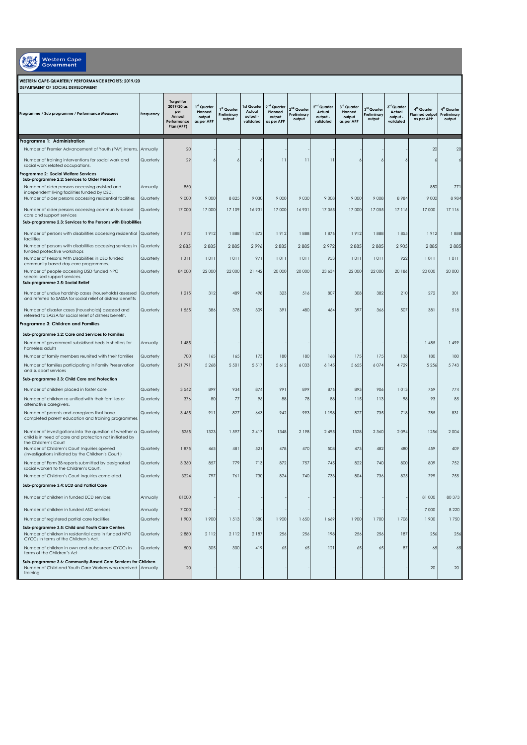**Western Cape Government**

**WESTERN CAPE-QUARTERLY PERFORMANCE REPORTS: 2019/20**
**DEPARTMENT OF SOCIAL DEVELOPMENT**

| Programme / Sub programme / Performance Measures | Frequency | Target for 2019/20 as per Annual Performance Plan (APP) | 1st Quarter Planned output as per APP | 1st Quarter Preliminary output | 1st Quarter Actual output - validated | 2nd Quarter Planned output as per APP | 2nd Quarter Preliminary output | 2nd Quarter Actual output - validated | 3rd Quarter Planned output as per APP | 3rd Quarter Preliminary output | 3rd Quarter Actual output - validated | 4th Quarter Planned output as per APP | 4th Quarter Preliminary output |
|---|---|---|---|---|---|---|---|---|---|---|---|---|---|
| **Programme 1: Administration** | | | | | | | | | | | | | |
| Number of Premier Advancement of Youth (PAY) interns. | Annually | 20 | - | - | - | - | - | - | - | - | - | 20 | 20 |
| Number of training interventions for social work and social work related occupations. | Quarterly | 29 | 6 | 6 | 6 | 11 | 11 | 11 | 6 | 6 | 6 | 6 | 6 |
| **Programme 2: Social Welfare Services** | | | | | | | | | | | | | |
| **Sub-programme 2.2: Services to Older Persons** | | | | | | | | | | | | | |
| Number of older persons accessing assisted and independent living facilities funded by DSD. | Annually | 850 | - | - | - | - | - | - | - | - | - | 850 | 771 |
| Number of older persons accessing residential facilities | Quarterly | 9 000 | 9 000 | 8 825 | 9 030 | 9 000 | 9 030 | 9 008 | 9 000 | 9 008 | 8 984 | 9 000 | 8 984 |
| Number of older persons accessing community-based care and support services | Quarterly | 17 000 | 17 000 | 17 109 | 16 931 | 17 000 | 16 931 | 17 055 | 17 000 | 17 055 | 17 116 | 17 000 | 17 116 |
| **Sub-programme 2.3: Services to the Persons with Disabilities** | | | | | | | | | | | | | |
| Number of persons with disabilities accessing residential facilities | Quarterly | 1 912 | 1 912 | 1 888 | 1 873 | 1 912 | 1 888 | 1 876 | 1 912 | 1 888 | 1 855 | 1 912 | 1 888 |
| Number of persons with disabilities accessing services in funded protective workshops | Quarterly | 2 885 | 2 885 | 2 885 | 2 996 | 2 885 | 2 885 | 2 972 | 2 885 | 2 885 | 2 905 | 2 885 | 2 885 |
| Number of Persons With Disabilities in DSD funded community based day care programmes. | Quarterly | 1 011 | 1 011 | 1 011 | 971 | 1 011 | 1 011 | 953 | 1 011 | 1 011 | 922 | 1 011 | 1 011 |
| Number of people accessing DSD funded NPO specialised support services. | Quarterly | 84 000 | 22 000 | 22 000 | 21 442 | 20 000 | 20 000 | 23 634 | 22 000 | 22 000 | 20 186 | 20 000 | 20 000 |
| **Sub-programme 2.5: Social Relief** | | | | | | | | | | | | | |
| Number of undue hardship cases (households) assessed and referred to SASSA for social relief of distress benefits | Quarterly | 1 215 | 312 | 489 | 498 | 323 | 516 | 807 | 308 | 382 | 210 | 272 | 301 |
| Number of disaster cases (households) assessed and referred to SASSA for social relief of distress benefit. | Quarterly | 1 555 | 386 | 378 | 309 | 391 | 480 | 464 | 397 | 366 | 507 | 381 | 518 |
| **Programme 3: Children and Families** | | | | | | | | | | | | | |
| **Sub-programme 3.2: Care and Services to Families** | | | | | | | | | | | | | |
| Number of government subsidised beds in shelters for homeless adults | Annually | 1 485 | - | - | - | - | - | - | - | - | - | 1 485 | 1 499 |
| Number of family members reunited with their families | Quarterly | 700 | 165 | 165 | 173 | 180 | 180 | 168 | 175 | 175 | 138 | 180 | 180 |
| Number of families participating in Family Preservation and support services | Quarterly | 21 791 | 5 268 | 5 501 | 5 517 | 5 612 | 6 033 | 6 145 | 5 655 | 6 074 | 4 729 | 5 256 | 5 743 |
| **Sub-programme 3.3: Child Care and Protection** | | | | | | | | | | | | | |
| Number of children placed in foster care | Quarterly | 3 542 | 899 | 934 | 874 | 991 | 899 | 876 | 893 | 906 | 1 013 | 759 | 774 |
| Number of children re-unified with their families or alternative caregivers. | Quarterly | 376 | 80 | 77 | 96 | 88 | 78 | 88 | 115 | 113 | 98 | 93 | 85 |
| Number of parents and caregivers that have completed parent education and training programmes. | Quarterly | 3 465 | 911 | 827 | 663 | 942 | 993 | 1 198 | 827 | 735 | 718 | 785 | 831 |
| Number of investigations into the question of whether a child is in need of care and protection not initiated by the Children's Court | Quarterly | 5255 | 1323 | 1 597 | 2 417 | 1348 | 2 198 | 2 495 | 1328 | 2 360 | 2 094 | 1256 | 2 004 |
| Number of Children's Court Inquiries opened (investigations initiated by the Children's Court ) | Quarterly | 1 875 | 465 | 481 | 521 | 478 | 470 | 508 | 473 | 482 | 480 | 459 | 409 |
| Number of Form 38 reports submitted by designated social workers to the Children's Court. | Quarterly | 3 360 | 857 | 779 | 713 | 872 | 757 | 745 | 822 | 740 | 800 | 809 | 752 |
| Number of Children's Court inquiries completed. | Quarterly | 3224 | 797 | 761 | 730 | 824 | 740 | 733 | 804 | 736 | 825 | 799 | 755 |
| **Sub-programme 3.4: ECD and Partial Care** | | | | | | | | | | | | | |
| Number of children in funded ECD services | Annually | 81000 | - | - | - | - | - | - | - | - | - | 81 000 | 80 373 |
| Number of children in funded ASC services | Annually | 7 000 | - | - | - | - | - | - | - | - | - | 7 000 | 8 220 |
| Number of registered partial care facilities. | Quarterly | 1 900 | 1 900 | 1 513 | 1 580 | 1 900 | 1 650 | 1 669 | 1 900 | 1 700 | 1 708 | 1 900 | 1 750 |
| **Sub-programme 3.5: Child and Youth Care Centres** | | | | | | | | | | | | | |
| Number of children in residential care in funded NPO CYCCs in terms of the Children's Act. | Quarterly | 2 880 | 2 112 | 2 112 | 2 187 | 256 | 256 | 198 | 256 | 256 | 187 | 256 | 256 |
| Number of children in own and outsourced CYCCs in terms of the Children's Act | Quarterly | 500 | 305 | 300 | 419 | 65 | 65 | 121 | 65 | 65 | 87 | 65 | 65 |
| **Sub-programme 3.6: Community-Based Care Services for Children** | | | | | | | | | | | | | |
| Number of Child and Youth Care Workers who received training. | Annually | 20 | - | - | - | - | - | - | - | - | - | 20 | 20 |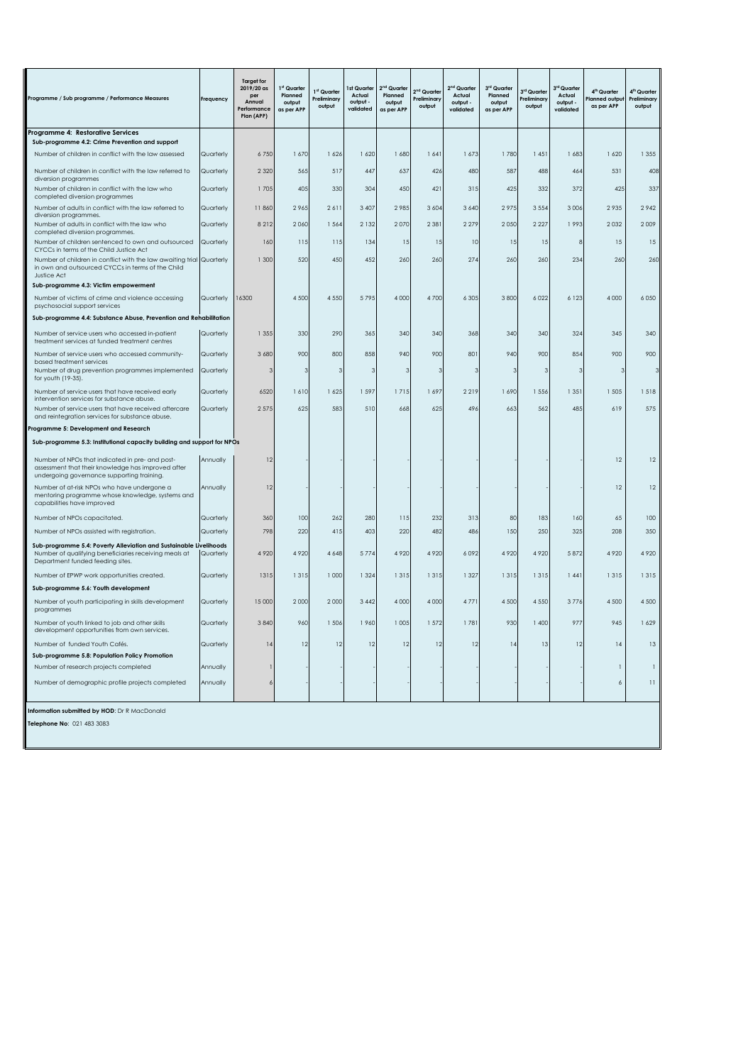| Programme / Sub programme / Performance Measures | Frequency | Target for 2019/20 as per Annual Performance Plan (APP) | 1st Quarter Planned output as per APP | 1st Quarter Preliminary output | 1st Quarter Actual output - validated | 2nd Quarter Planned output as per APP | 2nd Quarter Preliminary output | 2nd Quarter Actual output - validated | 3rd Quarter Planned output as per APP | 3rd Quarter Preliminary output | 3rd Quarter Actual output - validated | 4th Quarter Planned output as per APP | 4th Quarter Preliminary output |
|---|---|---|---|---|---|---|---|---|---|---|---|---|---|
| **Programme 4: Restorative Services** | | | | | | | | | | | | | |
| **Sub-programme 4.2: Crime Prevention and support** | | | | | | | | | | | | | |
| Number of children in conflict with the law assessed | Quarterly | 6 750 | 1 670 | 1 626 | 1 620 | 1 680 | 1 641 | 1 673 | 1 780 | 1 451 | 1 683 | 1 620 | 1 355 |
| Number of children in conflict with the law referred to diversion programmes | Quarterly | 2 320 | 565 | 517 | 447 | 637 | 426 | 480 | 587 | 488 | 464 | 531 | 408 |
| Number of children in conflict with the law who completed diversion programmes | Quarterly | 1 705 | 405 | 330 | 304 | 450 | 421 | 315 | 425 | 332 | 372 | 425 | 337 |
| Number of adults in conflict with the law referred to diversion programmes. | Quarterly | 11 860 | 2 965 | 2 611 | 3 407 | 2 985 | 3 604 | 3 640 | 2 975 | 3 554 | 3 006 | 2 935 | 2 942 |
| Number of adults in conflict with the law who completed diversion programmes. | Quarterly | 8 212 | 2 060 | 1 564 | 2 132 | 2 070 | 2 381 | 2 279 | 2 050 | 2 227 | 1 993 | 2 032 | 2 009 |
| Number of children sentenced to own and outsourced CYCCs in terms of the Child Justice Act | Quarterly | 160 | 115 | 115 | 134 | 15 | 15 | 10 | 15 | 15 | 8 | 15 | 15 |
| Number of children in conflict with the law awaiting trial in own and outsourced CYCCs in terms of the Child Justice Act | Quarterly | 1 300 | 520 | 450 | 452 | 260 | 260 | 274 | 260 | 260 | 234 | 260 | 260 |
| **Sub-programme 4.3: Victim empowerment** | | | | | | | | | | | | | |
| Number of victims of crime and violence accessing psychosocial support services | Quarterly | 16300 | 4 500 | 4 550 | 5 795 | 4 000 | 4 700 | 6 305 | 3 800 | 6 022 | 6 123 | 4 000 | 6 050 |
| **Sub-programme 4.4: Substance Abuse, Prevention and Rehabilitation** | | | | | | | | | | | | | |
| Number of service users who accessed in-patient treatment services at funded treatment centres | Quarterly | 1 355 | 330 | 290 | 365 | 340 | 340 | 368 | 340 | 340 | 324 | 345 | 340 |
| Number of service users who accessed community-based treatment services | Quarterly | 3 680 | 900 | 800 | 858 | 940 | 900 | 801 | 940 | 900 | 854 | 900 | 900 |
| Number of drug prevention programmes implemented for youth (19-35). | Quarterly | 3 | 3 | 3 | 3 | 3 | 3 | 3 | 3 | 3 | 3 | 3 | 3 |
| Number of service users that have received early intervention services for substance abuse. | Quarterly | 6520 | 1 610 | 1 625 | 1 597 | 1 715 | 1 697 | 2 219 | 1 690 | 1 556 | 1 351 | 1 505 | 1 518 |
| Number of service users that have received aftercare and reintegration services for substance abuse. | Quarterly | 2 575 | 625 | 583 | 510 | 668 | 625 | 496 | 663 | 562 | 485 | 619 | 575 |
| **Programme 5: Development and Research** | | | | | | | | | | | | | |
| **Sub-programme 5.3: Institutional capacity building and support for NPOs** | | | | | | | | | | | | | |
| Number of NPOs that indicated in pre- and post-assessment that their knowledge has improved after undergoing governance supporting training. | Annually | 12 | - | - | - | - | - | - | - | - | - | 12 | 12 |
| Number of at-risk NPOs who have undergone a mentoring programme whose knowledge, systems and capabilities have improved | Annually | 12 | - | - | - | - | - | - | - | - | - | 12 | 12 |
| Number of NPOs capacitated. | Quarterly | 360 | 100 | 262 | 280 | 115 | 232 | 313 | 80 | 183 | 160 | 65 | 100 |
| Number of NPOs assisted with registration. | Quarterly | 798 | 220 | 415 | 403 | 220 | 482 | 486 | 150 | 250 | 325 | 208 | 350 |
| **Sub-programme 5.4: Poverty Alleviation and Sustainable Livelihoods** | | | | | | | | | | | | | |
| Number of qualifying beneficiaries receiving meals at Department funded feeding sites. | Quarterly | 4 920 | 4 920 | 4 648 | 5 774 | 4 920 | 4 920 | 6 092 | 4 920 | 4 920 | 5 872 | 4 920 | 4 920 |
| Number of EPWP work opportunities created. | Quarterly | 1315 | 1 315 | 1 000 | 1 324 | 1 315 | 1 315 | 1 327 | 1 315 | 1 315 | 1 441 | 1 315 | 1 315 |
| **Sub-programme 5.6: Youth development** | | | | | | | | | | | | | |
| Number of youth participating in skills development programmes | Quarterly | 15 000 | 2 000 | 2 000 | 3 442 | 4 000 | 4 000 | 4 771 | 4 500 | 4 550 | 3 776 | 4 500 | 4 500 |
| Number of youth linked to job and other skills development opportunities from own services. | Quarterly | 3 840 | 960 | 1 506 | 1 960 | 1 005 | 1 572 | 1 781 | 930 | 1 400 | 977 | 945 | 1 629 |
| Number of funded Youth Cafés. | Quarterly | 14 | 12 | 12 | 12 | 12 | 12 | 12 | 14 | 13 | 12 | 14 | 13 |
| **Sub-programme 5.8: Population Policy Promotion** | | | | | | | | | | | | | |
| Number of research projects completed | Annually | 1 | - | - | - | - | - | - | - | - | - | 1 | 1 |
| Number of demographic profile projects completed | Annually | 6 | - | - | - | - | - | - | - | - | - | 6 | 11 |

**Information submitted by HOD**: Dr R MacDonald

**Telephone No**: 021 483 3083